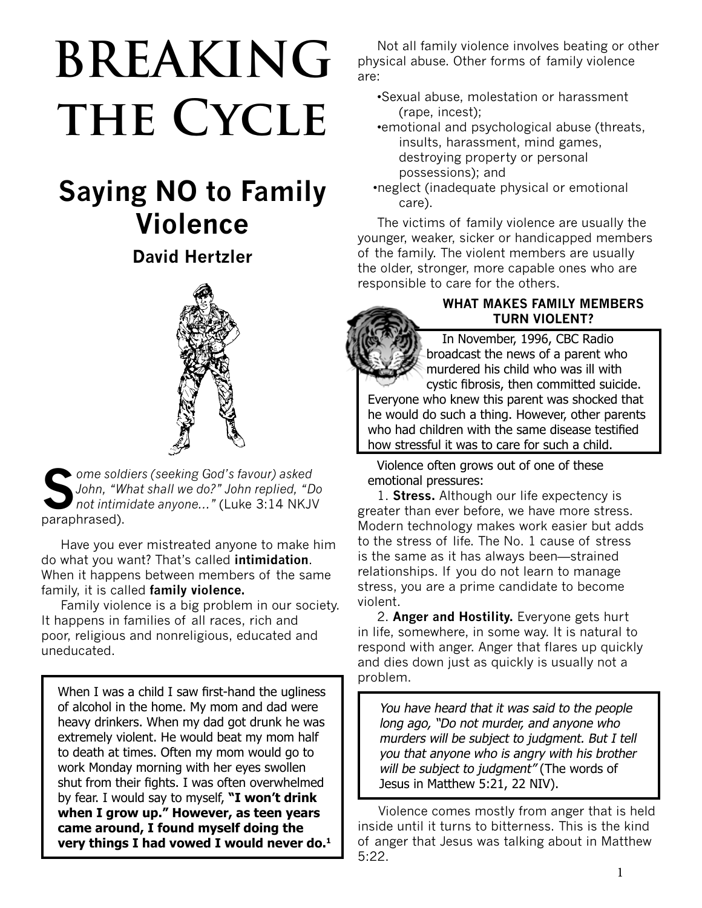# Breaking the Cycle

## Saying NO to Family Violence

### David Hertzler

*Some soldiers (seeking God's favour) asked John, "What shall we do?" John replied, "Do not intimidate anyone..."* (Luke 3:14 NKJV paraphrased).

Have you ever mistreated anyone to make him do what you want? That's called **intimidation**. When it happens between members of the same family, it is called **family violence.**

Family violence is a big problem in our society. It happens in families of all races, rich and poor, religious and nonreligious, educated and uneducated.

> When I was a child I saw first-hand the ugliness of alcohol in the home. My mom and dad were heavy drinkers. When my dad got drunk he was extremely violent. He would beat my mom half to death at times. Often my mom would go to work Monday morning with her eyes swollen shut from their fights. I was often overwhelmed by fear. I would say to myself, **"I won't drink when I grow up." However, as teen years came around, I found myself doing the very things I had vowed I would never do.**[1]

Not all family violence involves beating or other physical abuse. Other forms of family violence are:

- Sexual abuse, molestation or harassment (rape, incest);
- emotional and psychological abuse (threats, insults, harassment, mind games, destroying property or personal possessions); and
- neglect (inadequate physical or emotional care).

The victims of family violence are usually the younger, weaker, sicker or handicapped members of the family. The violent members are usually the older, stronger, more capable ones who are responsible to care for the others.

#### WHAT MAKES FAMILY MEMBERS TURN VIOLENT?

> In November, 1996, CBC Radio broadcast the news of a parent who murdered his child who was ill with cystic fibrosis, then committed suicide. Everyone who knew this parent was shocked that he would do such a thing. However, other parents who had children with the same disease testified how stressful it was to care for such a child.

Violence often grows out of one of these emotional pressures:

1. **Stress.** Although our life expectancy is greater than ever before, we have more stress. Modern technology makes work easier but adds to the stress of life. The No. 1 cause of stress is the same as it has always been—strained relationships. If you do not learn to manage stress, you are a prime candidate to become violent.

2. **Anger and Hostility.** Everyone gets hurt in life, somewhere, in some way. It is natural to respond with anger. Anger that flares up quickly and dies down just as quickly is usually not a problem.

> *You have heard that it was said to the people long ago, "Do not murder, and anyone who murders will be subject to judgment. But I tell you that anyone who is angry with his brother will be subject to judgment"* (The words of Jesus in Matthew 5:21, 22 NIV).

Violence comes mostly from anger that is held inside until it turns to bitterness. This is the kind of anger that Jesus was talking about in Matthew 5:22.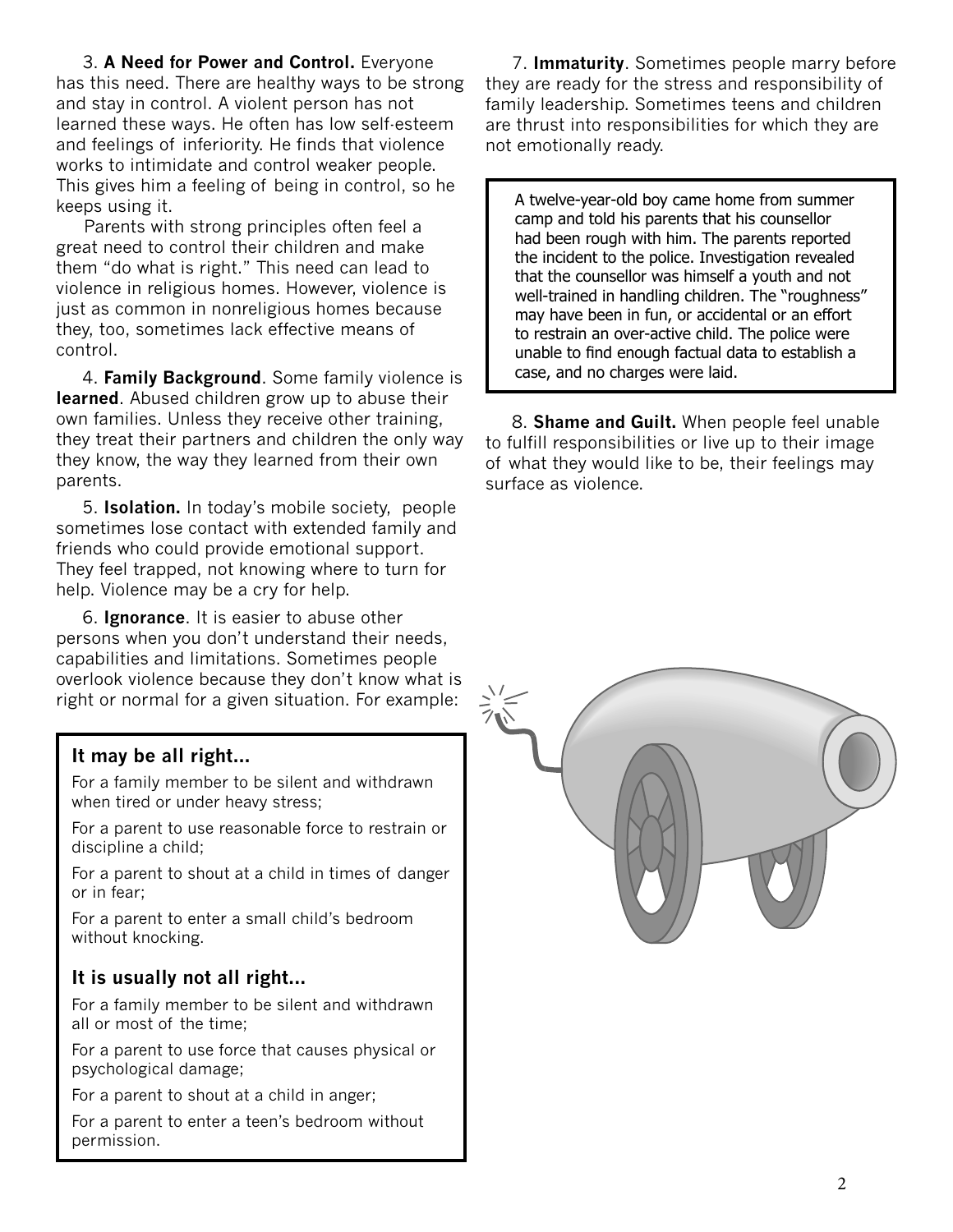3. **A Need for Power and Control.** Everyone has this need. There are healthy ways to be strong and stay in control. A violent person has not learned these ways. He often has low self-esteem and feelings of inferiority. He finds that violence works to intimidate and control weaker people. This gives him a feeling of being in control, so he keeps using it.

Parents with strong principles often feel a great need to control their children and make them "do what is right." This need can lead to violence in religious homes. However, violence is just as common in nonreligious homes because they, too, sometimes lack effective means of control.

4. **Family Background**. Some family violence is **learned**. Abused children grow up to abuse their own families. Unless they receive other training, they treat their partners and children the only way they know, the way they learned from their own parents.

5. **Isolation.** In today's mobile society, people sometimes lose contact with extended family and friends who could provide emotional support. They feel trapped, not knowing where to turn for help. Violence may be a cry for help.

6. **Ignorance**. It is easier to abuse other persons when you don't understand their needs, capabilities and limitations. Sometimes people overlook violence because they don't know what is right or normal for a given situation. For example:

### It may be all right...

For a family member to be silent and withdrawn when tired or under heavy stress;

For a parent to use reasonable force to restrain or discipline a child;

For a parent to shout at a child in times of danger or in fear;

For a parent to enter a small child's bedroom without knocking.

### It is usually not all right...

For a family member to be silent and withdrawn all or most of the time;

For a parent to use force that causes physical or psychological damage;

For a parent to shout at a child in anger;

For a parent to enter a teen's bedroom without permission.

7. **Immaturity**. Sometimes people marry before they are ready for the stress and responsibility of family leadership. Sometimes teens and children are thrust into responsibilities for which they are not emotionally ready.

> A twelve-year-old boy came home from summer camp and told his parents that his counsellor had been rough with him. The parents reported the incident to the police. Investigation revealed that the counsellor was himself a youth and not well-trained in handling children. The "roughness" may have been in fun, or accidental or an effort to restrain an over-active child. The police were unable to find enough factual data to establish a case, and no charges were laid.

8. **Shame and Guilt.** When people feel unable to fulfill responsibilities or live up to their image of what they would like to be, their feelings may surface as violence.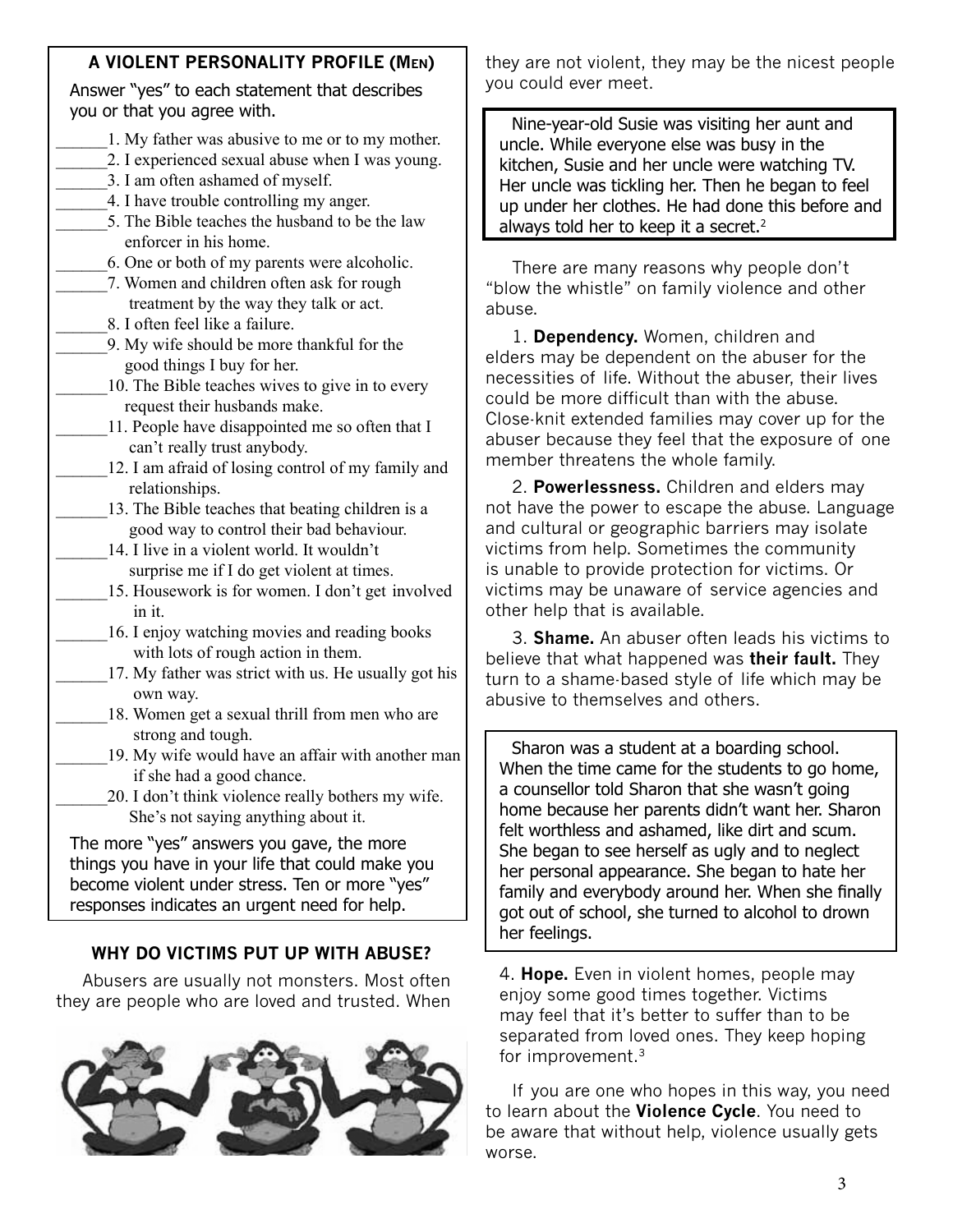### A VIOLENT PERSONALITY PROFILE (MEN)

Answer "yes" to each statement that describes you or that you agree with.

______1. My father was abusive to me or to my mother.
______2. I experienced sexual abuse when I was young.
______3. I am often ashamed of myself.
______4. I have trouble controlling my anger.
______5. The Bible teaches the husband to be the law enforcer in his home.
______6. One or both of my parents were alcoholic.
______7. Women and children often ask for rough treatment by the way they talk or act.
______8. I often feel like a failure.
______9. My wife should be more thankful for the good things I buy for her.
______10. The Bible teaches wives to give in to every request their husbands make.
______11. People have disappointed me so often that I can't really trust anybody.
______12. I am afraid of losing control of my family and relationships.
______13. The Bible teaches that beating children is a good way to control their bad behaviour.
______14. I live in a violent world. It wouldn't surprise me if I do get violent at times.
______15. Housework is for women. I don't get involved in it.
______16. I enjoy watching movies and reading books with lots of rough action in them.
______17. My father was strict with us. He usually got his own way.
______18. Women get a sexual thrill from men who are strong and tough.
______19. My wife would have an affair with another man if she had a good chance.
______20. I don't think violence really bothers my wife. She's not saying anything about it.

The more "yes" answers you gave, the more things you have in your life that could make you become violent under stress. Ten or more "yes" responses indicates an urgent need for help.

### WHY DO VICTIMS PUT UP WITH ABUSE?

Abusers are usually not monsters. Most often they are people who are loved and trusted. When they are not violent, they may be the nicest people you could ever meet.

> Nine-year-old Susie was visiting her aunt and uncle. While everyone else was busy in the kitchen, Susie and her uncle were watching TV. Her uncle was tickling her. Then he began to feel up under her clothes. He had done this before and always told her to keep it a secret.[2]

There are many reasons why people don't "blow the whistle" on family violence and other abuse.

1. **Dependency.** Women, children and elders may be dependent on the abuser for the necessities of life. Without the abuser, their lives could be more difficult than with the abuse. Close-knit extended families may cover up for the abuser because they feel that the exposure of one member threatens the whole family.

2. **Powerlessness.** Children and elders may not have the power to escape the abuse. Language and cultural or geographic barriers may isolate victims from help. Sometimes the community is unable to provide protection for victims. Or victims may be unaware of service agencies and other help that is available.

3. **Shame.** An abuser often leads his victims to believe that what happened was **their fault.** They turn to a shame-based style of life which may be abusive to themselves and others.

> Sharon was a student at a boarding school. When the time came for the students to go home, a counsellor told Sharon that she wasn't going home because her parents didn't want her. Sharon felt worthless and ashamed, like dirt and scum. She began to see herself as ugly and to neglect her personal appearance. She began to hate her family and everybody around her. When she finally got out of school, she turned to alcohol to drown her feelings.

4. **Hope.** Even in violent homes, people may enjoy some good times together. Victims may feel that it's better to suffer than to be separated from loved ones. They keep hoping for improvement.[3]

If you are one who hopes in this way, you need to learn about the **Violence Cycle**. You need to be aware that without help, violence usually gets worse.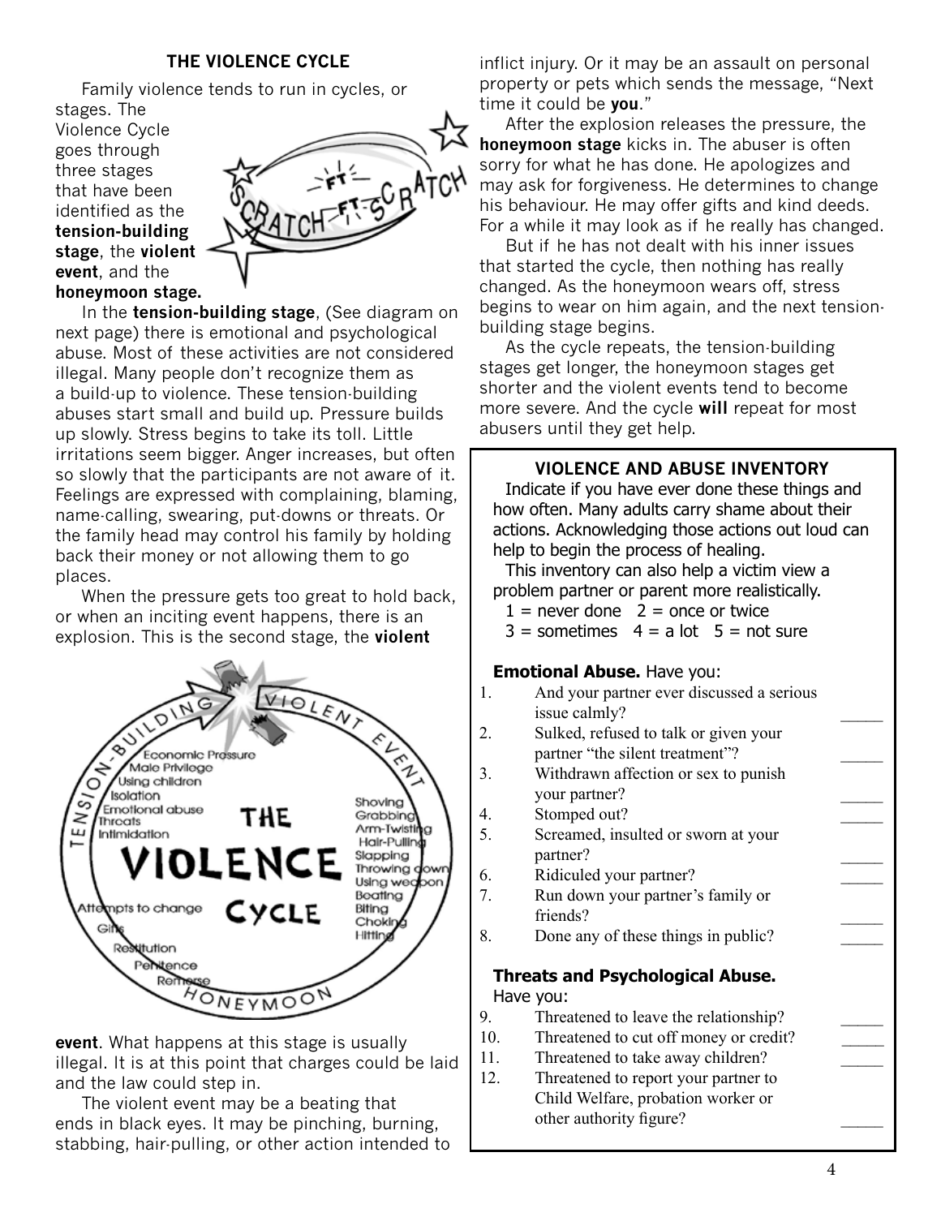## THE VIOLENCE CYCLE

Family violence tends to run in cycles, or stages. The Violence Cycle goes through three stages that have been identified as the **tension-building stage**, the **violent event**, and the **honeymoon stage.**

In the **tension-building stage**, (See diagram on next page) there is emotional and psychological abuse. Most of these activities are not considered illegal. Many people don't recognize them as a build-up to violence. These tension-building abuses start small and build up. Pressure builds up slowly. Stress begins to take its toll. Little irritations seem bigger. Anger increases, but often so slowly that the participants are not aware of it. Feelings are expressed with complaining, blaming, name-calling, swearing, put-downs or threats. Or the family head may control his family by holding back their money or not allowing them to go places.

When the pressure gets too great to hold back, or when an inciting event happens, there is an explosion. This is the second stage, the **violent event**. What happens at this stage is usually illegal. It is at this point that charges could be laid and the law could step in.

The violent event may be a beating that ends in black eyes. It may be pinching, burning, stabbing, hair-pulling, or other action intended to inflict injury. Or it may be an assault on personal property or pets which sends the message, "Next time it could be **you**."

After the explosion releases the pressure, the **honeymoon stage** kicks in. The abuser is often sorry for what he has done. He apologizes and may ask for forgiveness. He determines to change his behaviour. He may offer gifts and kind deeds. For a while it may look as if he really has changed.

But if he has not dealt with his inner issues that started the cycle, then nothing has really changed. As the honeymoon wears off, stress begins to wear on him again, and the next tension-building stage begins.

As the cycle repeats, the tension-building stages get longer, the honeymoon stages get shorter and the violent events tend to become more severe. And the cycle **will** repeat for most abusers until they get help.

### VIOLENCE AND ABUSE INVENTORY

Indicate if you have ever done these things and how often. Many adults carry shame about their actions. Acknowledging those actions out loud can help to begin the process of healing.

This inventory can also help a victim view a problem partner or parent more realistically.

1 = never done 2 = once or twice
3 = sometimes 4 = a lot 5 = not sure

**Emotional Abuse.** Have you:

1. And your partner ever discussed a serious issue calmly? _____
2. Sulked, refused to talk or given your partner "the silent treatment"? _____
3. Withdrawn affection or sex to punish your partner? _____
4. Stomped out? _____
5. Screamed, insulted or sworn at your partner? _____
6. Ridiculed your partner? _____
7. Run down your partner's family or friends? _____
8. Done any of these things in public? _____

**Threats and Psychological Abuse.** Have you:

9. Threatened to leave the relationship? _____
10. Threatened to cut off money or credit? _____
11. Threatened to take away children? _____
12. Threatened to report your partner to Child Welfare, probation worker or other authority figure? _____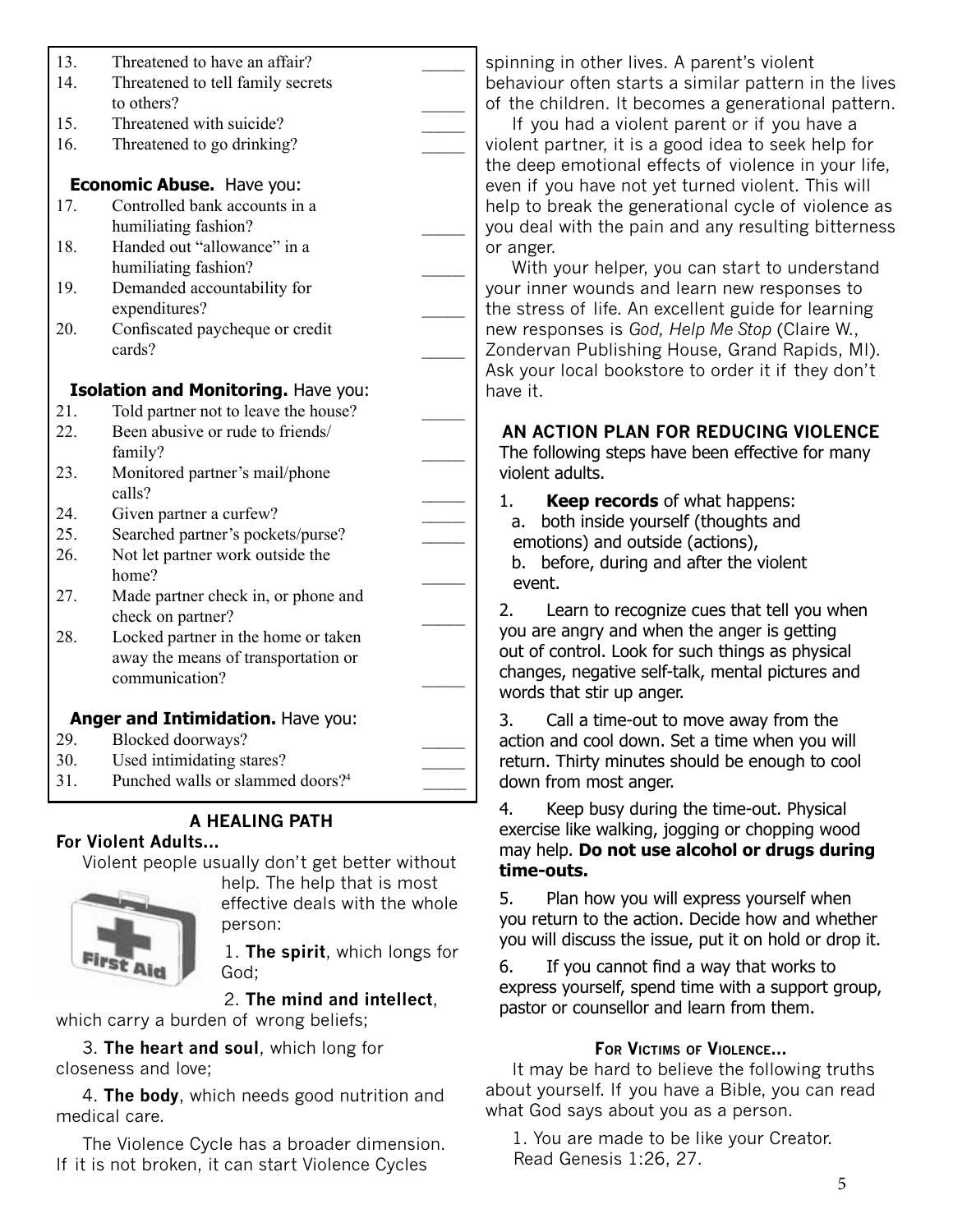13. Threatened to have an affair? _____
14. Threatened to tell family secrets to others? _____
15. Threatened with suicide? _____
16. Threatened to go drinking? _____

**Economic Abuse.** Have you:

17. Controlled bank accounts in a humiliating fashion? _____
18. Handed out "allowance" in a humiliating fashion? _____
19. Demanded accountability for expenditures? _____
20. Confiscated paycheque or credit cards? _____

**Isolation and Monitoring.** Have you:

21. Told partner not to leave the house? _____
22. Been abusive or rude to friends/family? _____
23. Monitored partner's mail/phone calls? _____
24. Given partner a curfew? _____
25. Searched partner's pockets/purse? _____
26. Not let partner work outside the home? _____
27. Made partner check in, or phone and check on partner? _____
28. Locked partner in the home or taken away the means of transportation or communication? _____

**Anger and Intimidation.** Have you:

29. Blocked doorways? _____
30. Used intimidating stares? _____
31. Punched walls or slammed doors?[4] _____

## A HEALING PATH

### For Violent Adults...

Violent people usually don't get better without help. The help that is most effective deals with the whole person:

1. **The spirit**, which longs for God;

2. **The mind and intellect**, which carry a burden of wrong beliefs;

3. **The heart and soul**, which long for closeness and love;

4. **The body**, which needs good nutrition and medical care.

The Violence Cycle has a broader dimension. If it is not broken, it can start Violence Cycles spinning in other lives. A parent's violent behaviour often starts a similar pattern in the lives of the children. It becomes a generational pattern.

If you had a violent parent or if you have a violent partner, it is a good idea to seek help for the deep emotional effects of violence in your life, even if you have not yet turned violent. This will help to break the generational cycle of violence as you deal with the pain and any resulting bitterness or anger.

With your helper, you can start to understand your inner wounds and learn new responses to the stress of life. An excellent guide for learning new responses is *God, Help Me Stop* (Claire W., Zondervan Publishing House, Grand Rapids, MI). Ask your local bookstore to order it if they don't have it.

### AN ACTION PLAN FOR REDUCING VIOLENCE

The following steps have been effective for many violent adults.

1. **Keep records** of what happens:
   a. both inside yourself (thoughts and emotions) and outside (actions),
   b. before, during and after the violent event.

2. Learn to recognize cues that tell you when you are angry and when the anger is getting out of control. Look for such things as physical changes, negative self-talk, mental pictures and words that stir up anger.

3. Call a time-out to move away from the action and cool down. Set a time when you will return. Thirty minutes should be enough to cool down from most anger.

4. Keep busy during the time-out. Physical exercise like walking, jogging or chopping wood may help. **Do not use alcohol or drugs during time-outs.**

5. Plan how you will express yourself when you return to the action. Decide how and whether you will discuss the issue, put it on hold or drop it.

6. If you cannot find a way that works to express yourself, spend time with a support group, pastor or counsellor and learn from them.

### For Victims of Violence...

It may be hard to believe the following truths about yourself. If you have a Bible, you can read what God says about you as a person.

1. You are made to be like your Creator. Read Genesis 1:26, 27.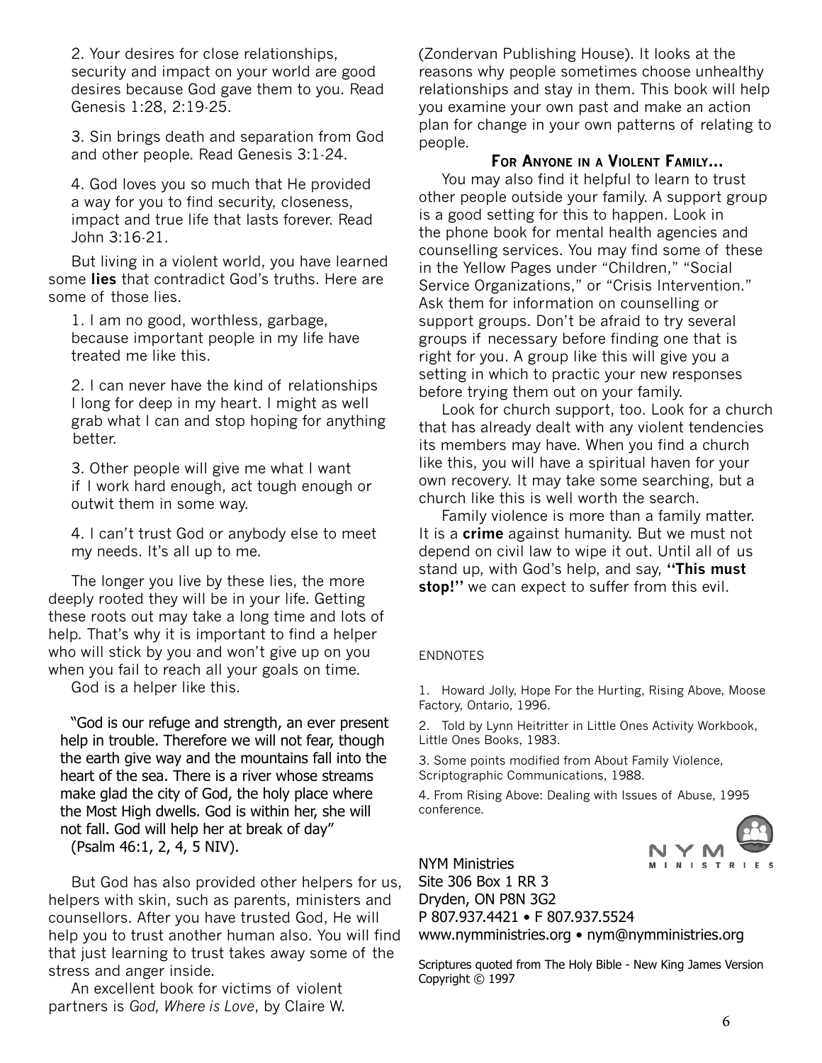2. Your desires for close relationships, security and impact on your world are good desires because God gave them to you. Read Genesis 1:28, 2:19-25.

3. Sin brings death and separation from God and other people. Read Genesis 3:1-24.

4. God loves you so much that He provided a way for you to find security, closeness, impact and true life that lasts forever. Read John 3:16-21.

But living in a violent world, you have learned some **lies** that contradict God's truths. Here are some of those lies.

1. I am no good, worthless, garbage, because important people in my life have treated me like this.

2. I can never have the kind of relationships I long for deep in my heart. I might as well grab what I can and stop hoping for anything better.

3. Other people will give me what I want if I work hard enough, act tough enough or outwit them in some way.

4. I can't trust God or anybody else to meet my needs. It's all up to me.

The longer you live by these lies, the more deeply rooted they will be in your life. Getting these roots out may take a long time and lots of help. That's why it is important to find a helper who will stick by you and won't give up on you when you fail to reach all your goals on time.

God is a helper like this.

"God is our refuge and strength, an ever present help in trouble. Therefore we will not fear, though the earth give way and the mountains fall into the heart of the sea. There is a river whose streams make glad the city of God, the holy place where the Most High dwells. God is within her, she will not fall. God will help her at break of day" (Psalm 46:1, 2, 4, 5 NIV).

But God has also provided other helpers for us, helpers with skin, such as parents, ministers and counsellors. After you have trusted God, He will help you to trust another human also. You will find that just learning to trust takes away some of the stress and anger inside.

An excellent book for victims of violent partners is *God, Where is Love*, by Claire W. (Zondervan Publishing House). It looks at the reasons why people sometimes choose unhealthy relationships and stay in them. This book will help you examine your own past and make an action plan for change in your own patterns of relating to people.

### For Anyone in a Violent Family…

You may also find it helpful to learn to trust other people outside your family. A support group is a good setting for this to happen. Look in the phone book for mental health agencies and counselling services. You may find some of these in the Yellow Pages under "Children," "Social Service Organizations," or "Crisis Intervention." Ask them for information on counselling or support groups. Don't be afraid to try several groups if necessary before finding one that is right for you. A group like this will give you a setting in which to practic your new responses before trying them out on your family.

Look for church support, too. Look for a church that has already dealt with any violent tendencies its members may have. When you find a church like this, you will have a spiritual haven for your own recovery. It may take some searching, but a church like this is well worth the search.

Family violence is more than a family matter. It is a **crime** against humanity. But we must not depend on civil law to wipe it out. Until all of us stand up, with God's help, and say, **"This must stop!"** we can expect to suffer from this evil.

ENDNOTES

1. Howard Jolly, Hope For the Hurting, Rising Above, Moose Factory, Ontario, 1996.
2. Told by Lynn Heitritter in Little Ones Activity Workbook, Little Ones Books, 1983.
3. Some points modified from About Family Violence, Scriptographic Communications, 1988.
4. From Rising Above: Dealing with Issues of Abuse, 1995 conference.

NYM Ministries
Site 306 Box 1 RR 3
Dryden, ON P8N 3G2
P 807.937.4421 • F 807.937.5524
www.nymministries.org • nym@nymministries.org

Scriptures quoted from The Holy Bible - New King James Version Copyright © 1997